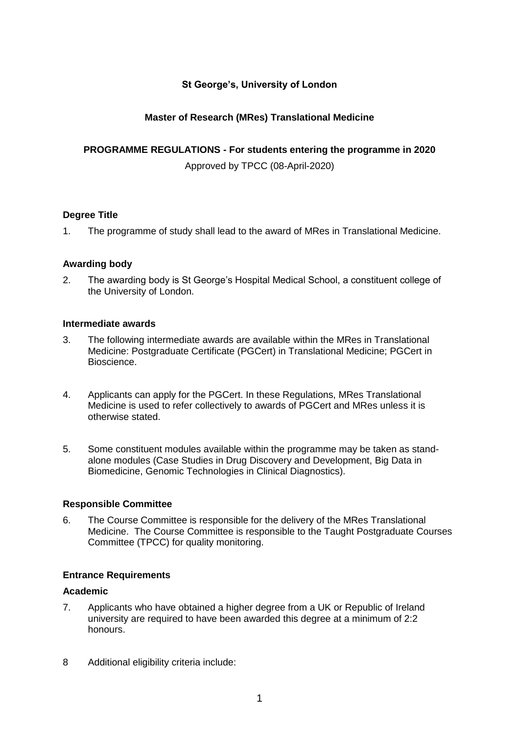**St George's, University of London**

**Master of Research (MRes) Translational Medicine**

**PROGRAMME REGULATIONS - For students entering the programme in 2020**

Approved by TPCC (08-April-2020)

### Degree Title

1. The programme of study shall lead to the award of MRes in Translational Medicine.

### Awarding body

2. The awarding body is St George's Hospital Medical School, a constituent college of the University of London.

### Intermediate awards

3. The following intermediate awards are available within the MRes in Translational Medicine: Postgraduate Certificate (PGCert) in Translational Medicine; PGCert in Bioscience.

4. Applicants can apply for the PGCert. In these Regulations, MRes Translational Medicine is used to refer collectively to awards of PGCert and MRes unless it is otherwise stated.

5. Some constituent modules available within the programme may be taken as stand-alone modules (Case Studies in Drug Discovery and Development, Big Data in Biomedicine, Genomic Technologies in Clinical Diagnostics).

### Responsible Committee

6. The Course Committee is responsible for the delivery of the MRes Translational Medicine. The Course Committee is responsible to the Taught Postgraduate Courses Committee (TPCC) for quality monitoring.

### Entrance Requirements

#### Academic

7. Applicants who have obtained a higher degree from a UK or Republic of Ireland university are required to have been awarded this degree at a minimum of 2:2 honours.

8 Additional eligibility criteria include: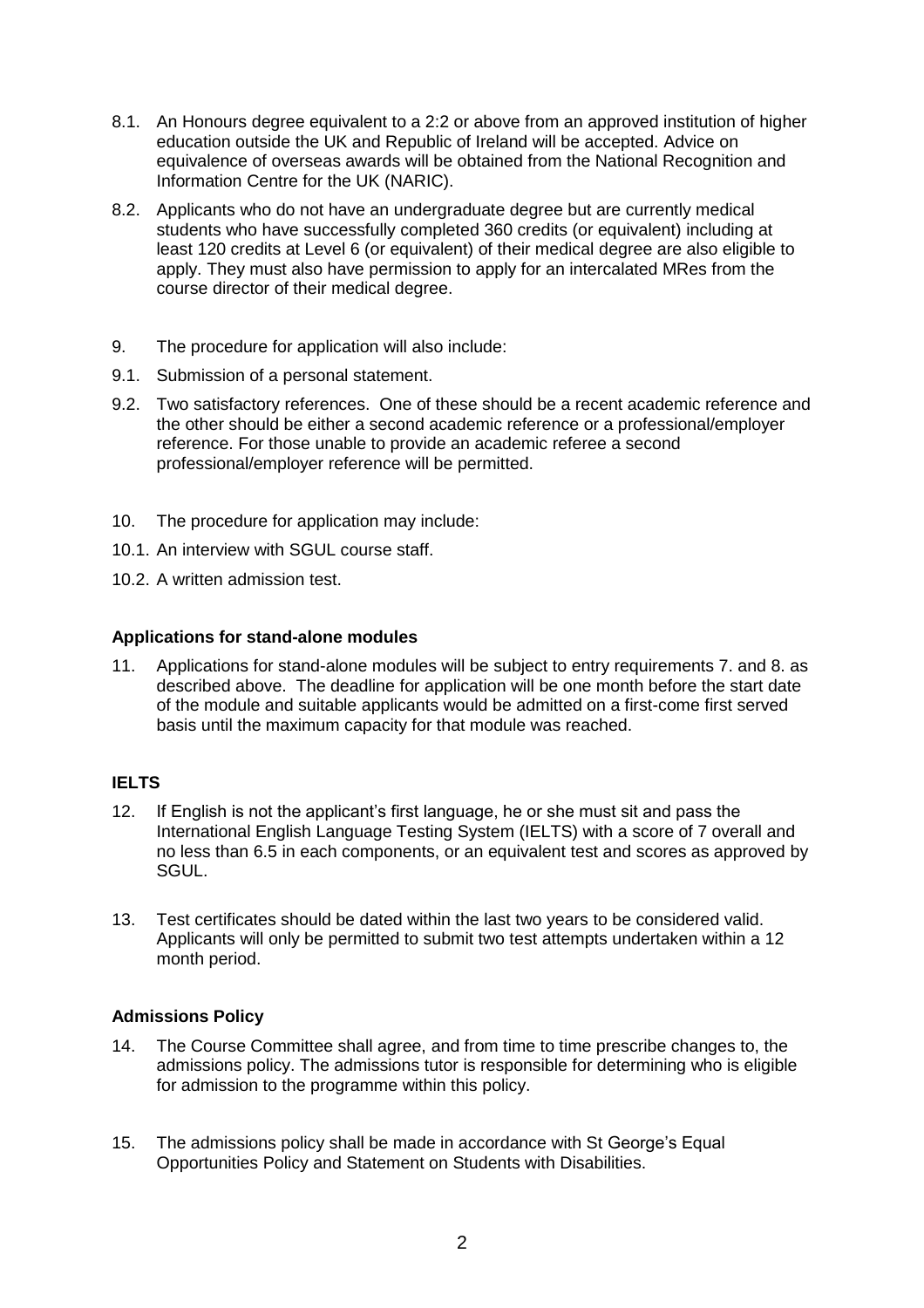8.1. An Honours degree equivalent to a 2:2 or above from an approved institution of higher education outside the UK and Republic of Ireland will be accepted. Advice on equivalence of overseas awards will be obtained from the National Recognition and Information Centre for the UK (NARIC).

8.2. Applicants who do not have an undergraduate degree but are currently medical students who have successfully completed 360 credits (or equivalent) including at least 120 credits at Level 6 (or equivalent) of their medical degree are also eligible to apply. They must also have permission to apply for an intercalated MRes from the course director of their medical degree.

9. The procedure for application will also include:

9.1. Submission of a personal statement.

9.2. Two satisfactory references. One of these should be a recent academic reference and the other should be either a second academic reference or a professional/employer reference. For those unable to provide an academic referee a second professional/employer reference will be permitted.

10. The procedure for application may include:

10.1. An interview with SGUL course staff.

10.2. A written admission test.

**Applications for stand-alone modules**

11. Applications for stand-alone modules will be subject to entry requirements 7. and 8. as described above. The deadline for application will be one month before the start date of the module and suitable applicants would be admitted on a first-come first served basis until the maximum capacity for that module was reached.

**IELTS**

12. If English is not the applicant's first language, he or she must sit and pass the International English Language Testing System (IELTS) with a score of 7 overall and no less than 6.5 in each components, or an equivalent test and scores as approved by SGUL.

13. Test certificates should be dated within the last two years to be considered valid. Applicants will only be permitted to submit two test attempts undertaken within a 12 month period.

**Admissions Policy**

14. The Course Committee shall agree, and from time to time prescribe changes to, the admissions policy. The admissions tutor is responsible for determining who is eligible for admission to the programme within this policy.

15. The admissions policy shall be made in accordance with St George's Equal Opportunities Policy and Statement on Students with Disabilities.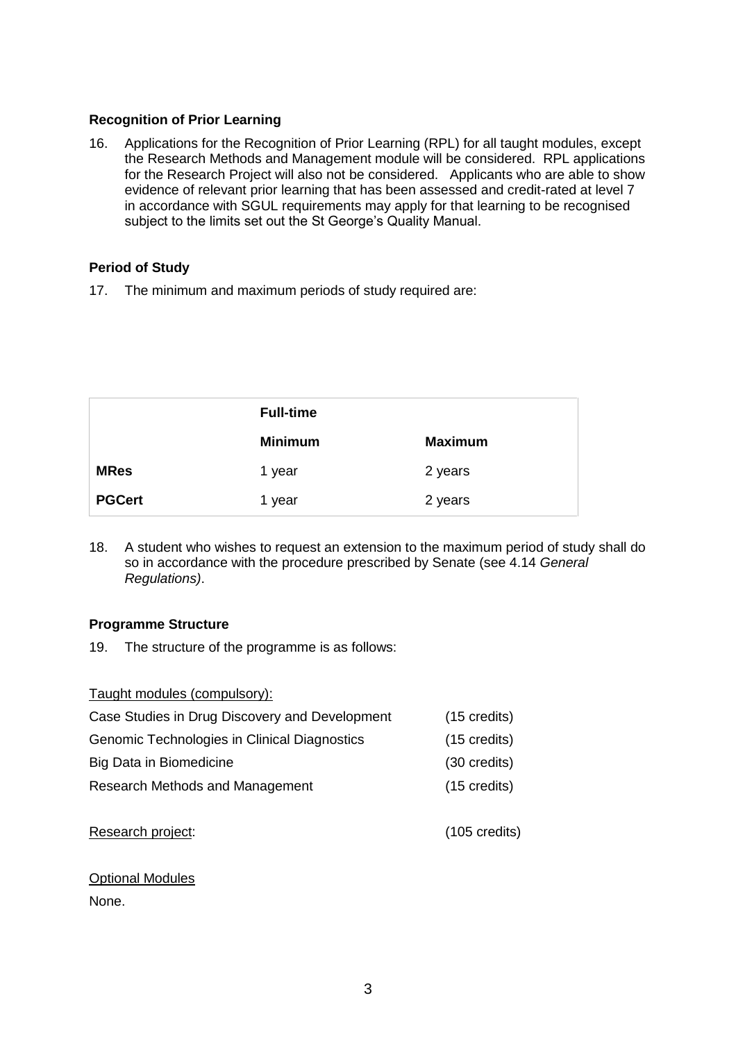### Recognition of Prior Learning

16. Applications for the Recognition of Prior Learning (RPL) for all taught modules, except the Research Methods and Management module will be considered. RPL applications for the Research Project will also not be considered. Applicants who are able to show evidence of relevant prior learning that has been assessed and credit-rated at level 7 in accordance with SGUL requirements may apply for that learning to be recognised subject to the limits set out the St George's Quality Manual.

### Period of Study

17. The minimum and maximum periods of study required are:

| | **Full-time** | |
|---|---|---|
| | **Minimum** | **Maximum** |
| **MRes** | 1 year | 2 years |
| **PGCert** | 1 year | 2 years |

18. A student who wishes to request an extension to the maximum period of study shall do so in accordance with the procedure prescribed by Senate (see 4.14 *General Regulations)*.

### Programme Structure

19. The structure of the programme is as follows:

Taught modules (compulsory):

| | |
|---|---|
| Case Studies in Drug Discovery and Development | (15 credits) |
| Genomic Technologies in Clinical Diagnostics | (15 credits) |
| Big Data in Biomedicine | (30 credits) |
| Research Methods and Management | (15 credits) |
| Research project: | (105 credits) |

Optional Modules

None.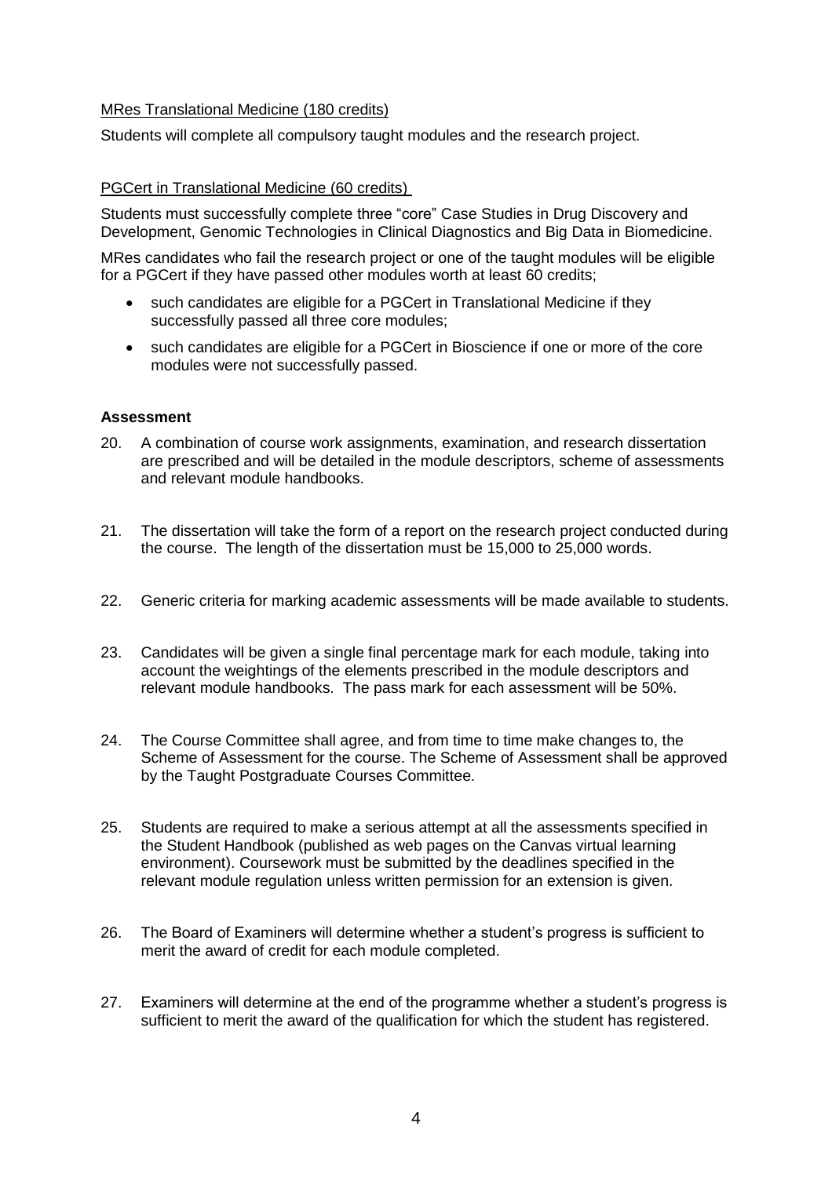MRes Translational Medicine (180 credits)

Students will complete all compulsory taught modules and the research project.

PGCert in Translational Medicine (60 credits)

Students must successfully complete three "core" Case Studies in Drug Discovery and Development, Genomic Technologies in Clinical Diagnostics and Big Data in Biomedicine.

MRes candidates who fail the research project or one of the taught modules will be eligible for a PGCert if they have passed other modules worth at least 60 credits;

- such candidates are eligible for a PGCert in Translational Medicine if they successfully passed all three core modules;
- such candidates are eligible for a PGCert in Bioscience if one or more of the core modules were not successfully passed.

**Assessment**

20. A combination of course work assignments, examination, and research dissertation are prescribed and will be detailed in the module descriptors, scheme of assessments and relevant module handbooks.

21. The dissertation will take the form of a report on the research project conducted during the course. The length of the dissertation must be 15,000 to 25,000 words.

22. Generic criteria for marking academic assessments will be made available to students.

23. Candidates will be given a single final percentage mark for each module, taking into account the weightings of the elements prescribed in the module descriptors and relevant module handbooks. The pass mark for each assessment will be 50%.

24. The Course Committee shall agree, and from time to time make changes to, the Scheme of Assessment for the course. The Scheme of Assessment shall be approved by the Taught Postgraduate Courses Committee.

25. Students are required to make a serious attempt at all the assessments specified in the Student Handbook (published as web pages on the Canvas virtual learning environment). Coursework must be submitted by the deadlines specified in the relevant module regulation unless written permission for an extension is given.

26. The Board of Examiners will determine whether a student's progress is sufficient to merit the award of credit for each module completed.

27. Examiners will determine at the end of the programme whether a student's progress is sufficient to merit the award of the qualification for which the student has registered.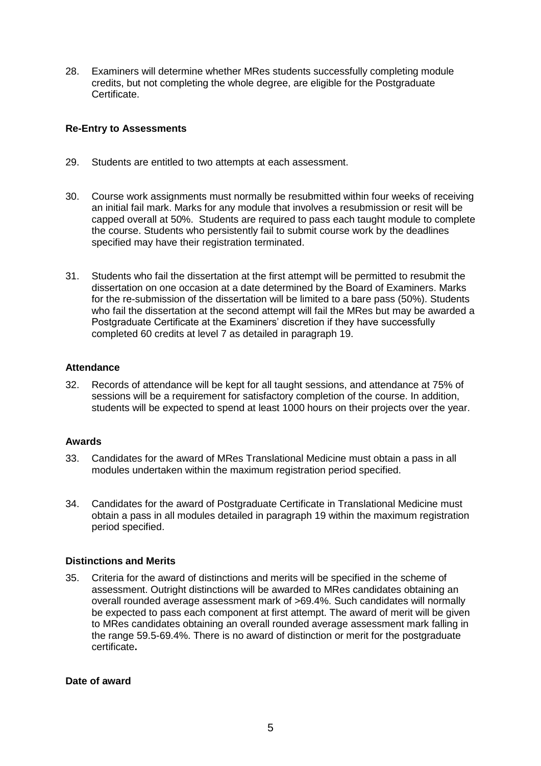28. Examiners will determine whether MRes students successfully completing module credits, but not completing the whole degree, are eligible for the Postgraduate Certificate.

**Re-Entry to Assessments**

29. Students are entitled to two attempts at each assessment.

30. Course work assignments must normally be resubmitted within four weeks of receiving an initial fail mark. Marks for any module that involves a resubmission or resit will be capped overall at 50%. Students are required to pass each taught module to complete the course. Students who persistently fail to submit course work by the deadlines specified may have their registration terminated.

31. Students who fail the dissertation at the first attempt will be permitted to resubmit the dissertation on one occasion at a date determined by the Board of Examiners. Marks for the re-submission of the dissertation will be limited to a bare pass (50%). Students who fail the dissertation at the second attempt will fail the MRes but may be awarded a Postgraduate Certificate at the Examiners' discretion if they have successfully completed 60 credits at level 7 as detailed in paragraph 19.

**Attendance**

32. Records of attendance will be kept for all taught sessions, and attendance at 75% of sessions will be a requirement for satisfactory completion of the course. In addition, students will be expected to spend at least 1000 hours on their projects over the year.

**Awards**

33. Candidates for the award of MRes Translational Medicine must obtain a pass in all modules undertaken within the maximum registration period specified.

34. Candidates for the award of Postgraduate Certificate in Translational Medicine must obtain a pass in all modules detailed in paragraph 19 within the maximum registration period specified.

**Distinctions and Merits**

35. Criteria for the award of distinctions and merits will be specified in the scheme of assessment. Outright distinctions will be awarded to MRes candidates obtaining an overall rounded average assessment mark of >69.4%. Such candidates will normally be expected to pass each component at first attempt. The award of merit will be given to MRes candidates obtaining an overall rounded average assessment mark falling in the range 59.5-69.4%. There is no award of distinction or merit for the postgraduate certificate**.**

**Date of award**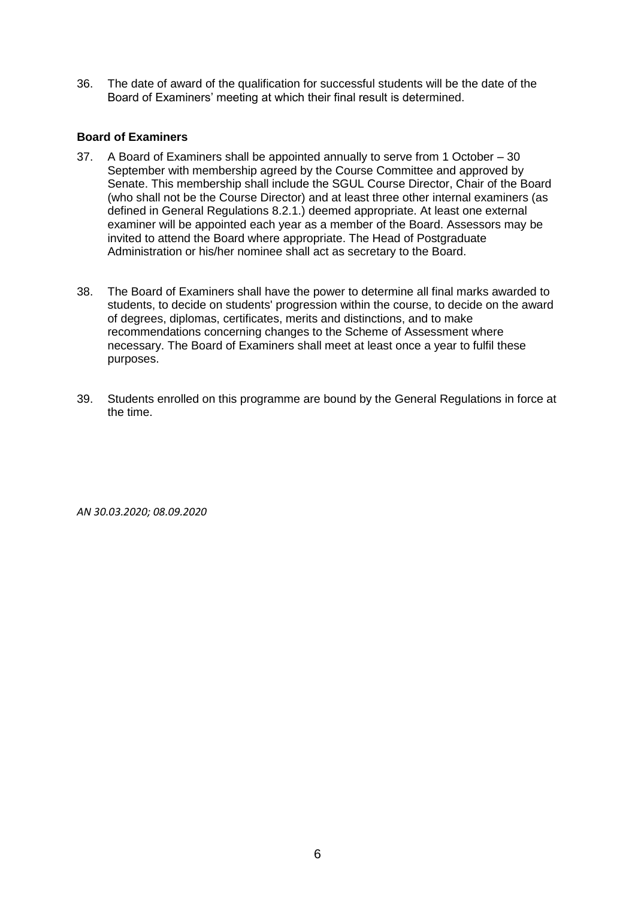36. The date of award of the qualification for successful students will be the date of the Board of Examiners' meeting at which their final result is determined.

**Board of Examiners**

37. A Board of Examiners shall be appointed annually to serve from 1 October – 30 September with membership agreed by the Course Committee and approved by Senate. This membership shall include the SGUL Course Director, Chair of the Board (who shall not be the Course Director) and at least three other internal examiners (as defined in General Regulations 8.2.1.) deemed appropriate. At least one external examiner will be appointed each year as a member of the Board. Assessors may be invited to attend the Board where appropriate. The Head of Postgraduate Administration or his/her nominee shall act as secretary to the Board.

38. The Board of Examiners shall have the power to determine all final marks awarded to students, to decide on students' progression within the course, to decide on the award of degrees, diplomas, certificates, merits and distinctions, and to make recommendations concerning changes to the Scheme of Assessment where necessary. The Board of Examiners shall meet at least once a year to fulfil these purposes.

39. Students enrolled on this programme are bound by the General Regulations in force at the time.

*AN 30.03.2020; 08.09.2020*